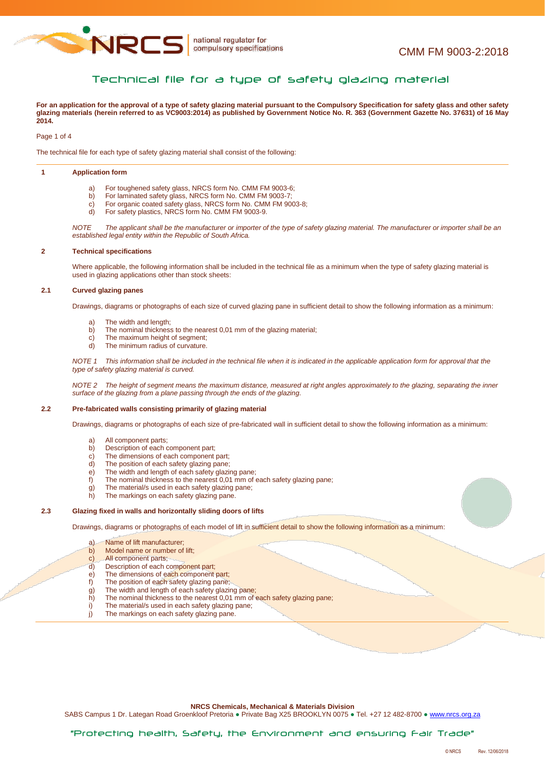CMM FM 9003-2:2018

# Technical file for a type of safety glazing material

**For an application for the approval of a type of safety glazing material pursuant to the Compulsory Specification for safety glass and other safety glazing materials (herein referred to as VC9003:2014) as published by Government Notice No. R. 363 (Government Gazette No. 37631) of 16 May 2014.**

The technical file for each type of safety glazing material shall consist of the following:

## 1 Application form

a) For toughened safety glass, NRCS form No. CMM FM 9003-6;
b) For laminated safety glass, NRCS form No. CMM FM 9003-7;
c) For organic coated safety glass, NRCS form No. CMM FM 9003-8;
d) For safety plastics, NRCS form No. CMM FM 9003-9.

*NOTE The applicant shall be the manufacturer or importer of the type of safety glazing material. The manufacturer or importer shall be an established legal entity within the Republic of South Africa.*

## 2 Technical specifications

Where applicable, the following information shall be included in the technical file as a minimum when the type of safety glazing material is used in glazing applications other than stock sheets:

### 2.1 Curved glazing panes

Drawings, diagrams or photographs of each size of curved glazing pane in sufficient detail to show the following information as a minimum:

a) The width and length;
b) The nominal thickness to the nearest 0,01 mm of the glazing material;
c) The maximum height of segment;
d) The minimum radius of curvature.

*NOTE 1 This information shall be included in the technical file when it is indicated in the applicable application form for approval that the type of safety glazing material is curved.*

*NOTE 2 The height of segment means the maximum distance, measured at right angles approximately to the glazing, separating the inner surface of the glazing from a plane passing through the ends of the glazing.*

### 2.2 Pre-fabricated walls consisting primarily of glazing material

Drawings, diagrams or photographs of each size of pre-fabricated wall in sufficient detail to show the following information as a minimum:

a) All component parts;
b) Description of each component part;
c) The dimensions of each component part;
d) The position of each safety glazing pane;
e) The width and length of each safety glazing pane;
f) The nominal thickness to the nearest 0,01 mm of each safety glazing pane;
g) The material/s used in each safety glazing pane;
h) The markings on each safety glazing pane.

### 2.3 Glazing fixed in walls and horizontally sliding doors of lifts

Drawings, diagrams or photographs of each model of lift in sufficient detail to show the following information as a minimum:

a) Name of lift manufacturer;
b) Model name or number of lift;
c) All component parts;
d) Description of each component part;
e) The dimensions of each component part;
f) The position of each safety glazing pane;
g) The width and length of each safety glazing pane;
h) The nominal thickness to the nearest 0,01 mm of each safety glazing pane;
i) The material/s used in each safety glazing pane;
j) The markings on each safety glazing pane.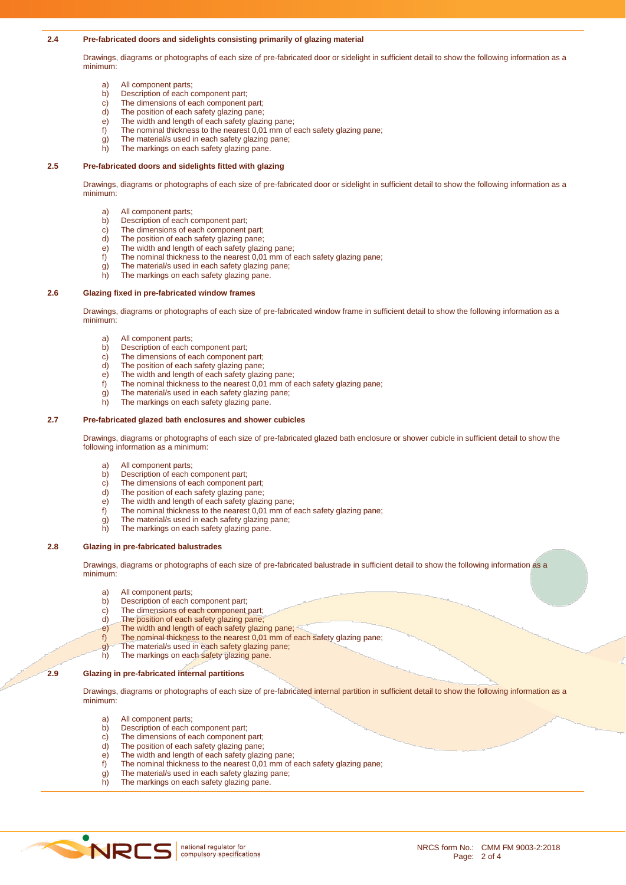### 2.4 Pre-fabricated doors and sidelights consisting primarily of glazing material

Drawings, diagrams or photographs of each size of pre-fabricated door or sidelight in sufficient detail to show the following information as a minimum:

a) All component parts;
b) Description of each component part;
c) The dimensions of each component part;
d) The position of each safety glazing pane;
e) The width and length of each safety glazing pane;
f) The nominal thickness to the nearest 0,01 mm of each safety glazing pane;
g) The material/s used in each safety glazing pane;
h) The markings on each safety glazing pane.

### 2.5 Pre-fabricated doors and sidelights fitted with glazing

Drawings, diagrams or photographs of each size of pre-fabricated door or sidelight in sufficient detail to show the following information as a minimum:

a) All component parts;
b) Description of each component part;
c) The dimensions of each component part;
d) The position of each safety glazing pane;
e) The width and length of each safety glazing pane;
f) The nominal thickness to the nearest 0,01 mm of each safety glazing pane;
g) The material/s used in each safety glazing pane;
h) The markings on each safety glazing pane.

### 2.6 Glazing fixed in pre-fabricated window frames

Drawings, diagrams or photographs of each size of pre-fabricated window frame in sufficient detail to show the following information as a minimum:

a) All component parts;
b) Description of each component part;
c) The dimensions of each component part;
d) The position of each safety glazing pane;
e) The width and length of each safety glazing pane;
f) The nominal thickness to the nearest 0,01 mm of each safety glazing pane;
g) The material/s used in each safety glazing pane;
h) The markings on each safety glazing pane.

### 2.7 Pre-fabricated glazed bath enclosures and shower cubicles

Drawings, diagrams or photographs of each size of pre-fabricated glazed bath enclosure or shower cubicle in sufficient detail to show the following information as a minimum:

a) All component parts;
b) Description of each component part;
c) The dimensions of each component part;
d) The position of each safety glazing pane;
e) The width and length of each safety glazing pane;
f) The nominal thickness to the nearest 0,01 mm of each safety glazing pane;
g) The material/s used in each safety glazing pane;
h) The markings on each safety glazing pane.

### 2.8 Glazing in pre-fabricated balustrades

Drawings, diagrams or photographs of each size of pre-fabricated balustrade in sufficient detail to show the following information as a minimum:

a) All component parts;
b) Description of each component part;
c) The dimensions of each component part;
d) The position of each safety glazing pane;
e) The width and length of each safety glazing pane;
f) The nominal thickness to the nearest 0,01 mm of each safety glazing pane;
g) The material/s used in each safety glazing pane;
h) The markings on each safety glazing pane.

### 2.9 Glazing in pre-fabricated internal partitions

Drawings, diagrams or photographs of each size of pre-fabricated internal partition in sufficient detail to show the following information as a minimum:

a) All component parts;
b) Description of each component part;
c) The dimensions of each component part;
d) The position of each safety glazing pane;
e) The width and length of each safety glazing pane;
f) The nominal thickness to the nearest 0,01 mm of each safety glazing pane;
g) The material/s used in each safety glazing pane;
h) The markings on each safety glazing pane.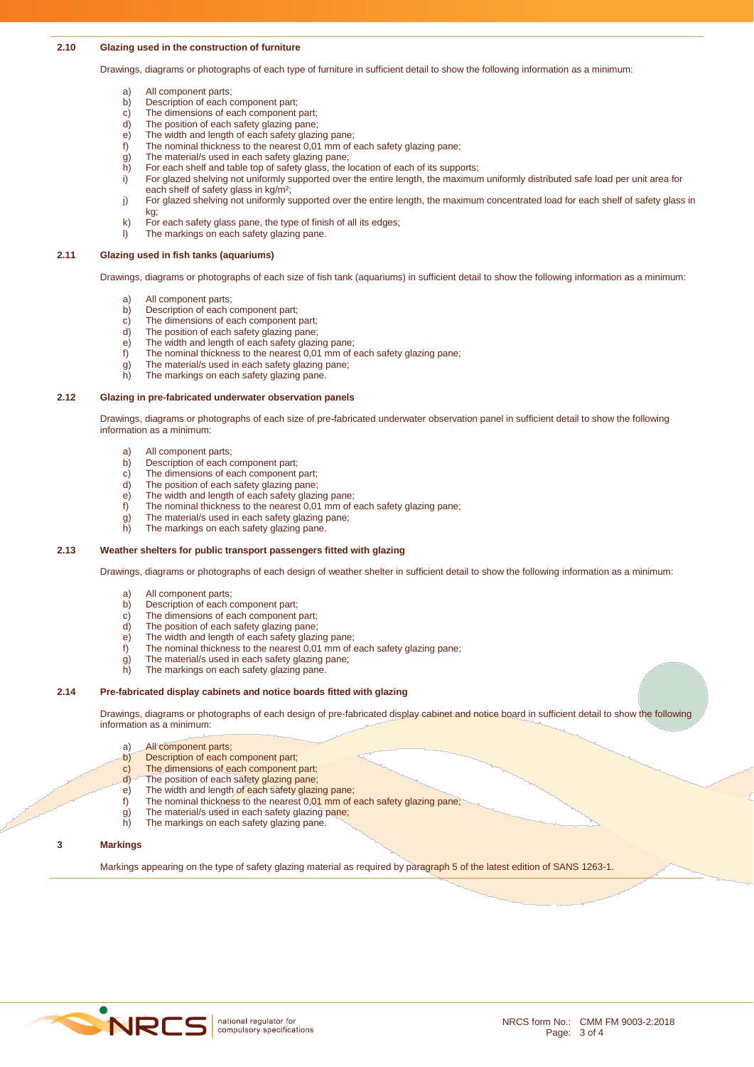### 2.10 Glazing used in the construction of furniture

Drawings, diagrams or photographs of each type of furniture in sufficient detail to show the following information as a minimum:

a) All component parts;
b) Description of each component part;
c) The dimensions of each component part;
d) The position of each safety glazing pane;
e) The width and length of each safety glazing pane;
f) The nominal thickness to the nearest 0,01 mm of each safety glazing pane;
g) The material/s used in each safety glazing pane;
h) For each shelf and table top of safety glass, the location of each of its supports;
i) For glazed shelving not uniformly supported over the entire length, the maximum uniformly distributed safe load per unit area for each shelf of safety glass in kg/m²;
j) For glazed shelving not uniformly supported over the entire length, the maximum concentrated load for each shelf of safety glass in kg;
k) For each safety glass pane, the type of finish of all its edges;
l) The markings on each safety glazing pane.

### 2.11 Glazing used in fish tanks (aquariums)

Drawings, diagrams or photographs of each size of fish tank (aquariums) in sufficient detail to show the following information as a minimum:

a) All component parts;
b) Description of each component part;
c) The dimensions of each component part;
d) The position of each safety glazing pane;
e) The width and length of each safety glazing pane;
f) The nominal thickness to the nearest 0,01 mm of each safety glazing pane;
g) The material/s used in each safety glazing pane;
h) The markings on each safety glazing pane.

### 2.12 Glazing in pre-fabricated underwater observation panels

Drawings, diagrams or photographs of each size of pre-fabricated underwater observation panel in sufficient detail to show the following information as a minimum:

a) All component parts;
b) Description of each component part;
c) The dimensions of each component part;
d) The position of each safety glazing pane;
e) The width and length of each safety glazing pane;
f) The nominal thickness to the nearest 0,01 mm of each safety glazing pane;
g) The material/s used in each safety glazing pane;
h) The markings on each safety glazing pane.

### 2.13 Weather shelters for public transport passengers fitted with glazing

Drawings, diagrams or photographs of each design of weather shelter in sufficient detail to show the following information as a minimum:

a) All component parts;
b) Description of each component part;
c) The dimensions of each component part;
d) The position of each safety glazing pane;
e) The width and length of each safety glazing pane;
f) The nominal thickness to the nearest 0,01 mm of each safety glazing pane;
g) The material/s used in each safety glazing pane;
h) The markings on each safety glazing pane.

### 2.14 Pre-fabricated display cabinets and notice boards fitted with glazing

Drawings, diagrams or photographs of each design of pre-fabricated display cabinet and notice board in sufficient detail to show the following information as a minimum:

a) All component parts;
b) Description of each component part;
c) The dimensions of each component part;
d) The position of each safety glazing pane;
e) The width and length of each safety glazing pane;
f) The nominal thickness to the nearest 0,01 mm of each safety glazing pane;
g) The material/s used in each safety glazing pane;
h) The markings on each safety glazing pane.

## 3 Markings

Markings appearing on the type of safety glazing material as required by paragraph 5 of the latest edition of SANS 1263-1.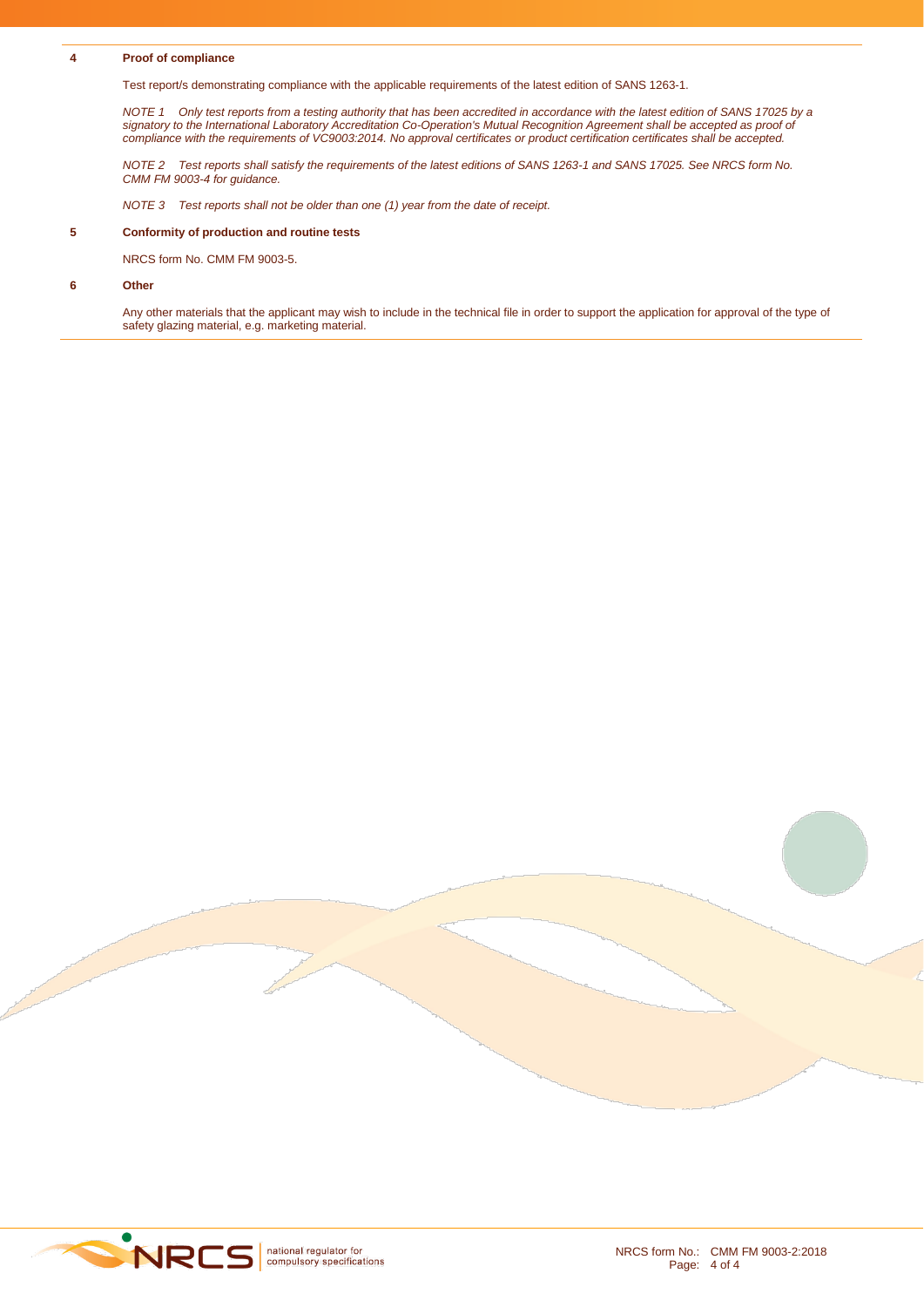**4 Proof of compliance**

Test report/s demonstrating compliance with the applicable requirements of the latest edition of SANS 1263-1.

*NOTE 1 Only test reports from a testing authority that has been accredited in accordance with the latest edition of SANS 17025 by a signatory to the International Laboratory Accreditation Co-Operation's Mutual Recognition Agreement shall be accepted as proof of compliance with the requirements of VC9003:2014. No approval certificates or product certification certificates shall be accepted.*

*NOTE 2 Test reports shall satisfy the requirements of the latest editions of SANS 1263-1 and SANS 17025. See NRCS form No. CMM FM 9003-4 for guidance.*

*NOTE 3 Test reports shall not be older than one (1) year from the date of receipt.*

**5 Conformity of production and routine tests**

NRCS form No. CMM FM 9003-5.

**6 Other**

Any other materials that the applicant may wish to include in the technical file in order to support the application for approval of the type of safety glazing material, e.g. marketing material.